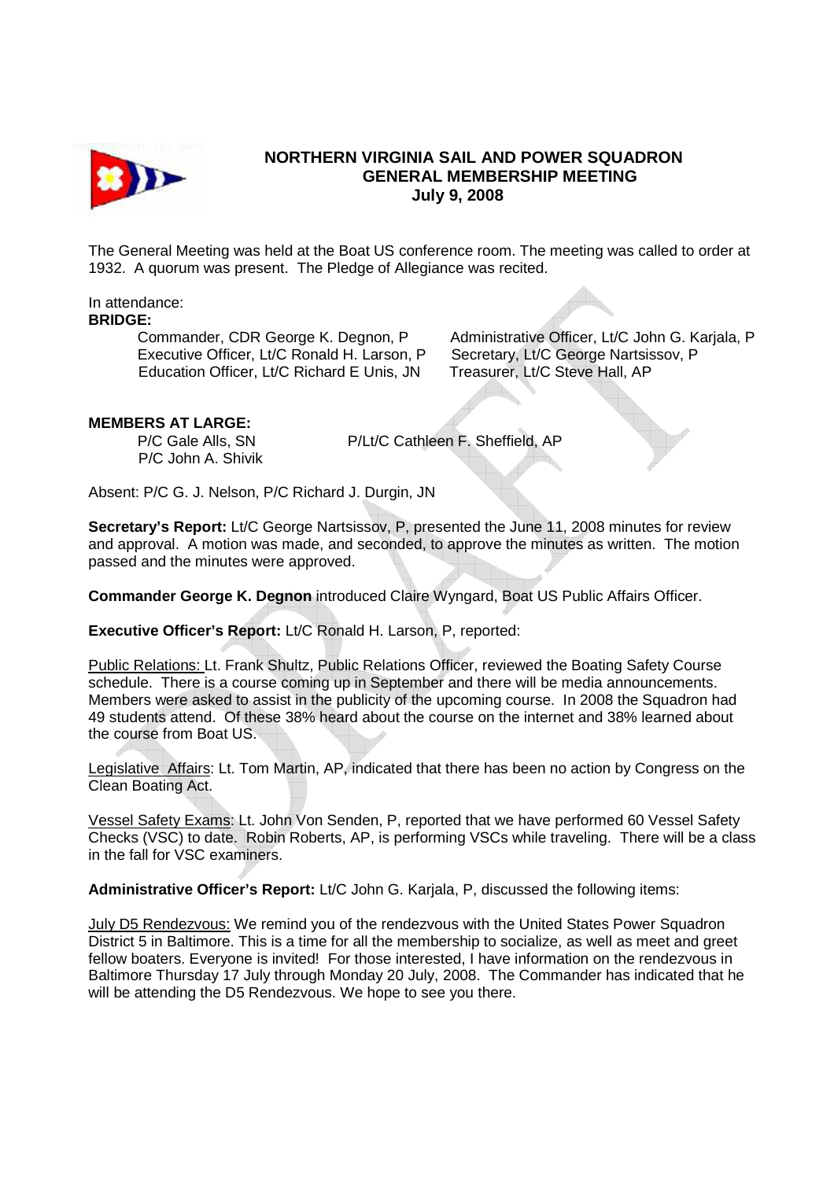# NORTHERN VIRGINIA SAIL AND POWER SQUADRON
## GENERAL MEMBERSHIP MEETING
### July 9, 2008

The General Meeting was held at the Boat US conference room. The meeting was called to order at 1932. A quorum was present. The Pledge of Allegiance was recited.

In attendance:

**BRIDGE:**

Commander, CDR George K. Degnon, P
Administrative Officer, Lt/C John G. Karjala, P
Executive Officer, Lt/C Ronald H. Larson, P
Secretary, Lt/C George Nartsissov, P
Education Officer, Lt/C Richard E Unis, JN
Treasurer, Lt/C Steve Hall, AP

**MEMBERS AT LARGE:**

P/C Gale Alls, SN
P/Lt/C Cathleen F. Sheffield, AP
P/C John A. Shivik

Absent: P/C G. J. Nelson, P/C Richard J. Durgin, JN

**Secretary's Report:** Lt/C George Nartsissov, P, presented the June 11, 2008 minutes for review and approval. A motion was made, and seconded, to approve the minutes as written. The motion passed and the minutes were approved.

**Commander George K. Degnon** introduced Claire Wyngard, Boat US Public Affairs Officer.

**Executive Officer's Report:** Lt/C Ronald H. Larson, P, reported:

Public Relations: Lt. Frank Shultz, Public Relations Officer, reviewed the Boating Safety Course schedule. There is a course coming up in September and there will be media announcements. Members were asked to assist in the publicity of the upcoming course. In 2008 the Squadron had 49 students attend. Of these 38% heard about the course on the internet and 38% learned about the course from Boat US.

Legislative Affairs: Lt. Tom Martin, AP, indicated that there has been no action by Congress on the Clean Boating Act.

Vessel Safety Exams: Lt. John Von Senden, P, reported that we have performed 60 Vessel Safety Checks (VSC) to date. Robin Roberts, AP, is performing VSCs while traveling. There will be a class in the fall for VSC examiners.

**Administrative Officer's Report:** Lt/C John G. Karjala, P, discussed the following items:

July D5 Rendezvous: We remind you of the rendezvous with the United States Power Squadron District 5 in Baltimore. This is a time for all the membership to socialize, as well as meet and greet fellow boaters. Everyone is invited! For those interested, I have information on the rendezvous in Baltimore Thursday 17 July through Monday 20 July, 2008. The Commander has indicated that he will be attending the D5 Rendezvous. We hope to see you there.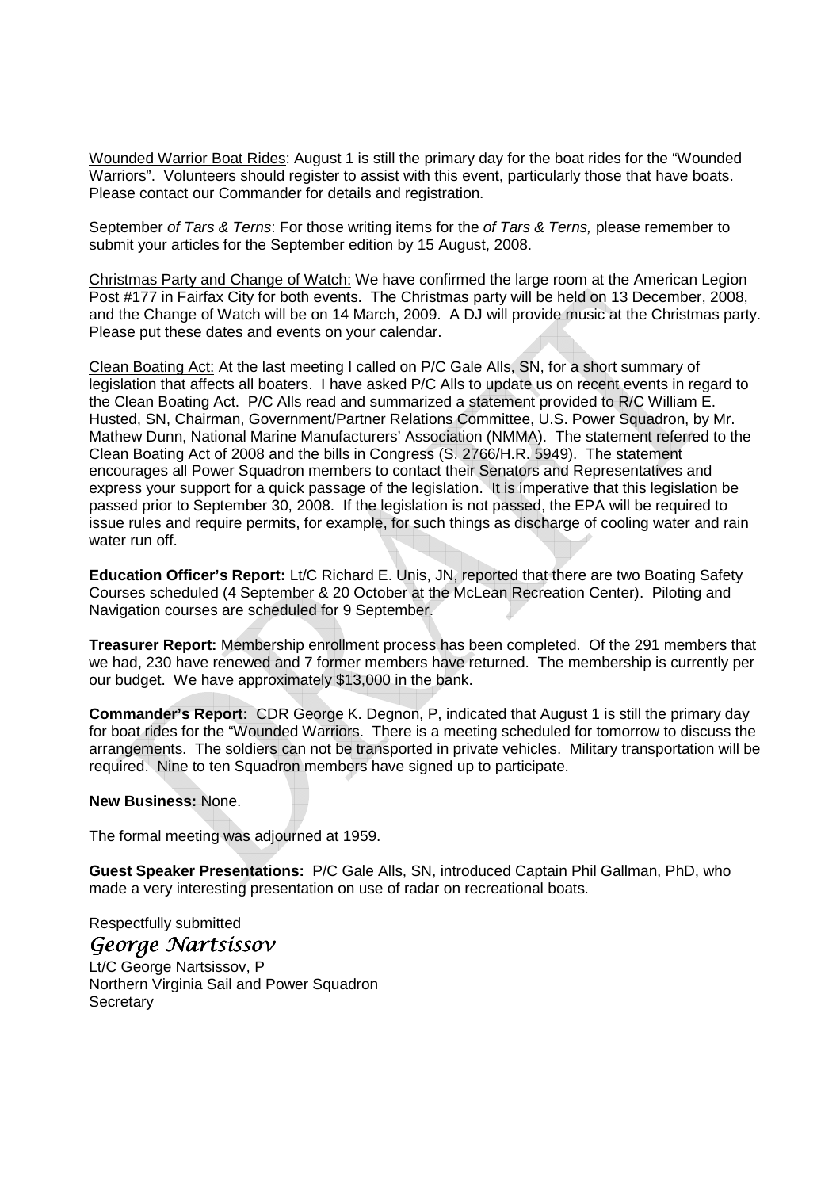Wounded Warrior Boat Rides: August 1 is still the primary day for the boat rides for the "Wounded Warriors". Volunteers should register to assist with this event, particularly those that have boats. Please contact our Commander for details and registration.

September *of Tars & Terns*: For those writing items for the *of Tars & Terns,* please remember to submit your articles for the September edition by 15 August, 2008.

Christmas Party and Change of Watch: We have confirmed the large room at the American Legion Post #177 in Fairfax City for both events. The Christmas party will be held on 13 December, 2008, and the Change of Watch will be on 14 March, 2009. A DJ will provide music at the Christmas party. Please put these dates and events on your calendar.

Clean Boating Act: At the last meeting I called on P/C Gale Alls, SN, for a short summary of legislation that affects all boaters. I have asked P/C Alls to update us on recent events in regard to the Clean Boating Act. P/C Alls read and summarized a statement provided to R/C William E. Husted, SN, Chairman, Government/Partner Relations Committee, U.S. Power Squadron, by Mr. Mathew Dunn, National Marine Manufacturers' Association (NMMA). The statement referred to the Clean Boating Act of 2008 and the bills in Congress (S. 2766/H.R. 5949). The statement encourages all Power Squadron members to contact their Senators and Representatives and express your support for a quick passage of the legislation. It is imperative that this legislation be passed prior to September 30, 2008. If the legislation is not passed, the EPA will be required to issue rules and require permits, for example, for such things as discharge of cooling water and rain water run off.

**Education Officer's Report:** Lt/C Richard E. Unis, JN, reported that there are two Boating Safety Courses scheduled (4 September & 20 October at the McLean Recreation Center). Piloting and Navigation courses are scheduled for 9 September.

**Treasurer Report:** Membership enrollment process has been completed. Of the 291 members that we had, 230 have renewed and 7 former members have returned. The membership is currently per our budget. We have approximately $13,000 in the bank.

**Commander's Report:** CDR George K. Degnon, P, indicated that August 1 is still the primary day for boat rides for the "Wounded Warriors. There is a meeting scheduled for tomorrow to discuss the arrangements. The soldiers can not be transported in private vehicles. Military transportation will be required. Nine to ten Squadron members have signed up to participate.

**New Business:** None.

The formal meeting was adjourned at 1959.

**Guest Speaker Presentations:** P/C Gale Alls, SN, introduced Captain Phil Gallman, PhD, who made a very interesting presentation on use of radar on recreational boats.

Respectfully submitted

*George Nartsissov*

Lt/C George Nartsissov, P
Northern Virginia Sail and Power Squadron
Secretary